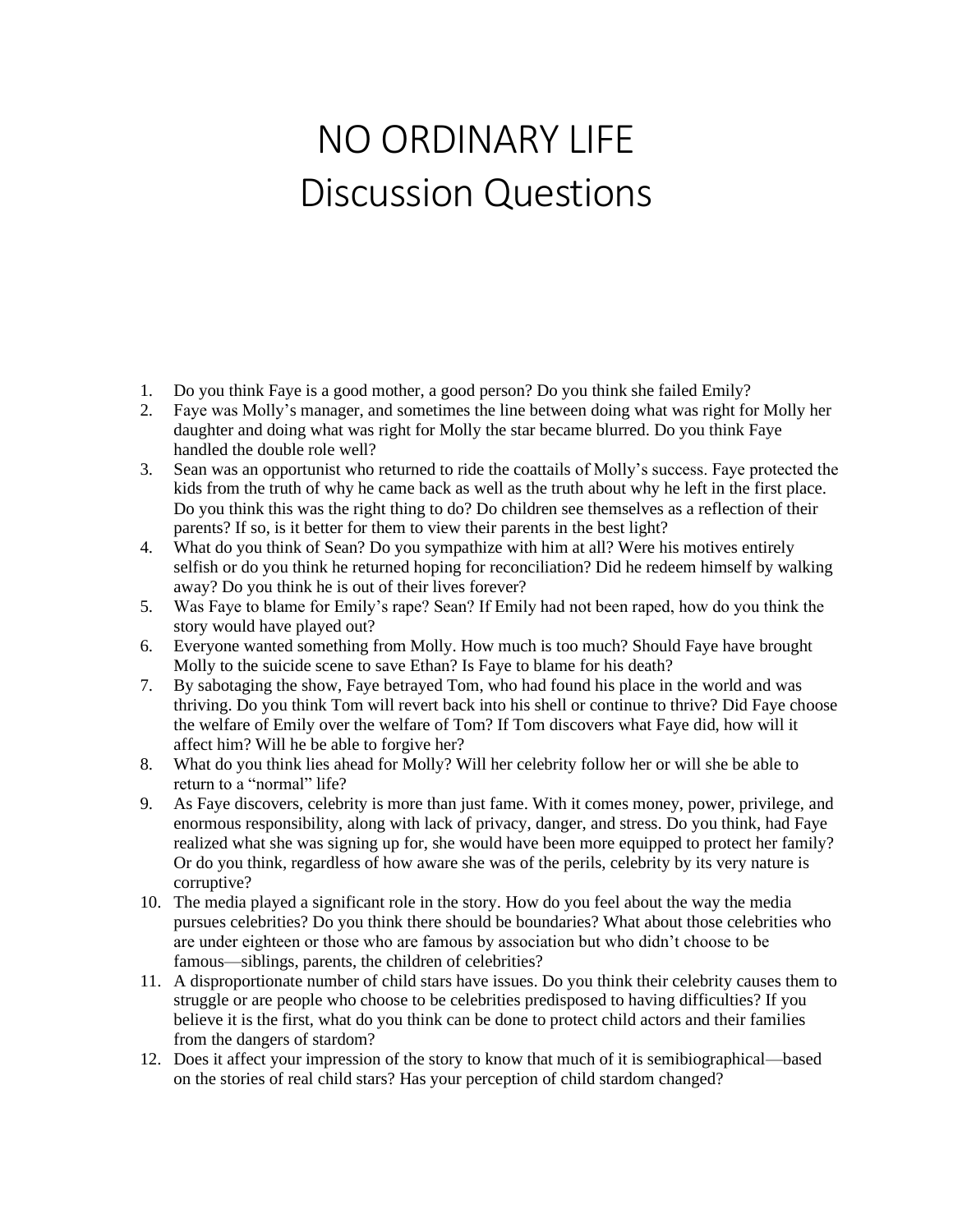# NO ORDINARY LIFE
# Discussion Questions

1. Do you think Faye is a good mother, a good person? Do you think she failed Emily?
2. Faye was Molly's manager, and sometimes the line between doing what was right for Molly her daughter and doing what was right for Molly the star became blurred. Do you think Faye handled the double role well?
3. Sean was an opportunist who returned to ride the coattails of Molly's success. Faye protected the kids from the truth of why he came back as well as the truth about why he left in the first place. Do you think this was the right thing to do? Do children see themselves as a reflection of their parents? If so, is it better for them to view their parents in the best light?
4. What do you think of Sean? Do you sympathize with him at all? Were his motives entirely selfish or do you think he returned hoping for reconciliation? Did he redeem himself by walking away? Do you think he is out of their lives forever?
5. Was Faye to blame for Emily's rape? Sean? If Emily had not been raped, how do you think the story would have played out?
6. Everyone wanted something from Molly. How much is too much? Should Faye have brought Molly to the suicide scene to save Ethan? Is Faye to blame for his death?
7. By sabotaging the show, Faye betrayed Tom, who had found his place in the world and was thriving. Do you think Tom will revert back into his shell or continue to thrive? Did Faye choose the welfare of Emily over the welfare of Tom? If Tom discovers what Faye did, how will it affect him? Will he be able to forgive her?
8. What do you think lies ahead for Molly? Will her celebrity follow her or will she be able to return to a "normal" life?
9. As Faye discovers, celebrity is more than just fame. With it comes money, power, privilege, and enormous responsibility, along with lack of privacy, danger, and stress. Do you think, had Faye realized what she was signing up for, she would have been more equipped to protect her family? Or do you think, regardless of how aware she was of the perils, celebrity by its very nature is corruptive?
10. The media played a significant role in the story. How do you feel about the way the media pursues celebrities? Do you think there should be boundaries? What about those celebrities who are under eighteen or those who are famous by association but who didn't choose to be famous—siblings, parents, the children of celebrities?
11. A disproportionate number of child stars have issues. Do you think their celebrity causes them to struggle or are people who choose to be celebrities predisposed to having difficulties? If you believe it is the first, what do you think can be done to protect child actors and their families from the dangers of stardom?
12. Does it affect your impression of the story to know that much of it is semibiographical—based on the stories of real child stars? Has your perception of child stardom changed?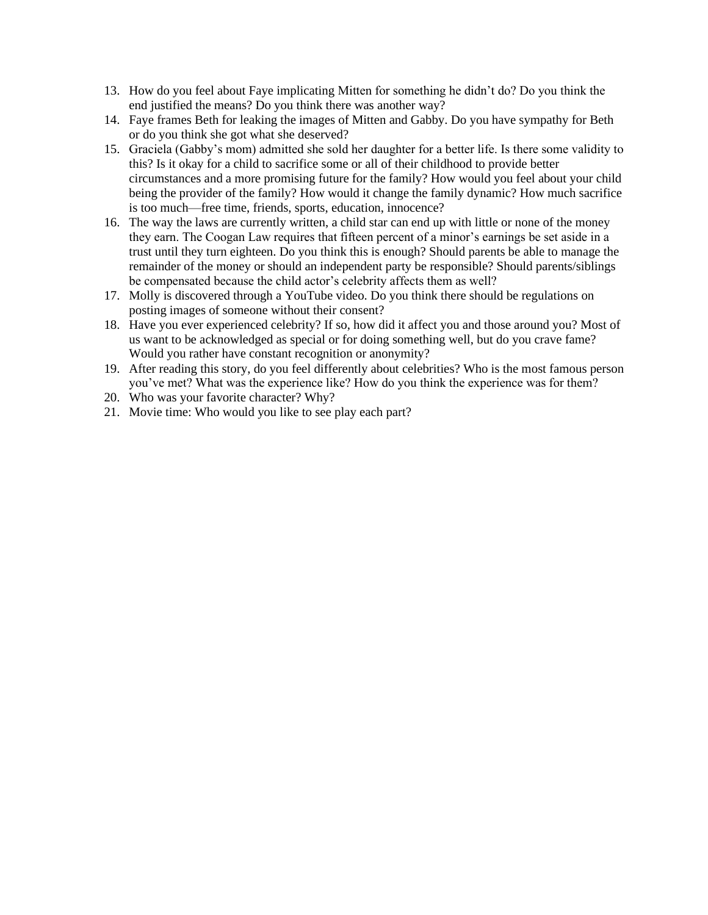13. How do you feel about Faye implicating Mitten for something he didn't do? Do you think the end justified the means? Do you think there was another way?
14. Faye frames Beth for leaking the images of Mitten and Gabby. Do you have sympathy for Beth or do you think she got what she deserved?
15. Graciela (Gabby's mom) admitted she sold her daughter for a better life. Is there some validity to this? Is it okay for a child to sacrifice some or all of their childhood to provide better circumstances and a more promising future for the family? How would you feel about your child being the provider of the family? How would it change the family dynamic? How much sacrifice is too much—free time, friends, sports, education, innocence?
16. The way the laws are currently written, a child star can end up with little or none of the money they earn. The Coogan Law requires that fifteen percent of a minor's earnings be set aside in a trust until they turn eighteen. Do you think this is enough? Should parents be able to manage the remainder of the money or should an independent party be responsible? Should parents/siblings be compensated because the child actor's celebrity affects them as well?
17. Molly is discovered through a YouTube video. Do you think there should be regulations on posting images of someone without their consent?
18. Have you ever experienced celebrity? If so, how did it affect you and those around you? Most of us want to be acknowledged as special or for doing something well, but do you crave fame? Would you rather have constant recognition or anonymity?
19. After reading this story, do you feel differently about celebrities? Who is the most famous person you've met? What was the experience like? How do you think the experience was for them?
20. Who was your favorite character? Why?
21. Movie time: Who would you like to see play each part?